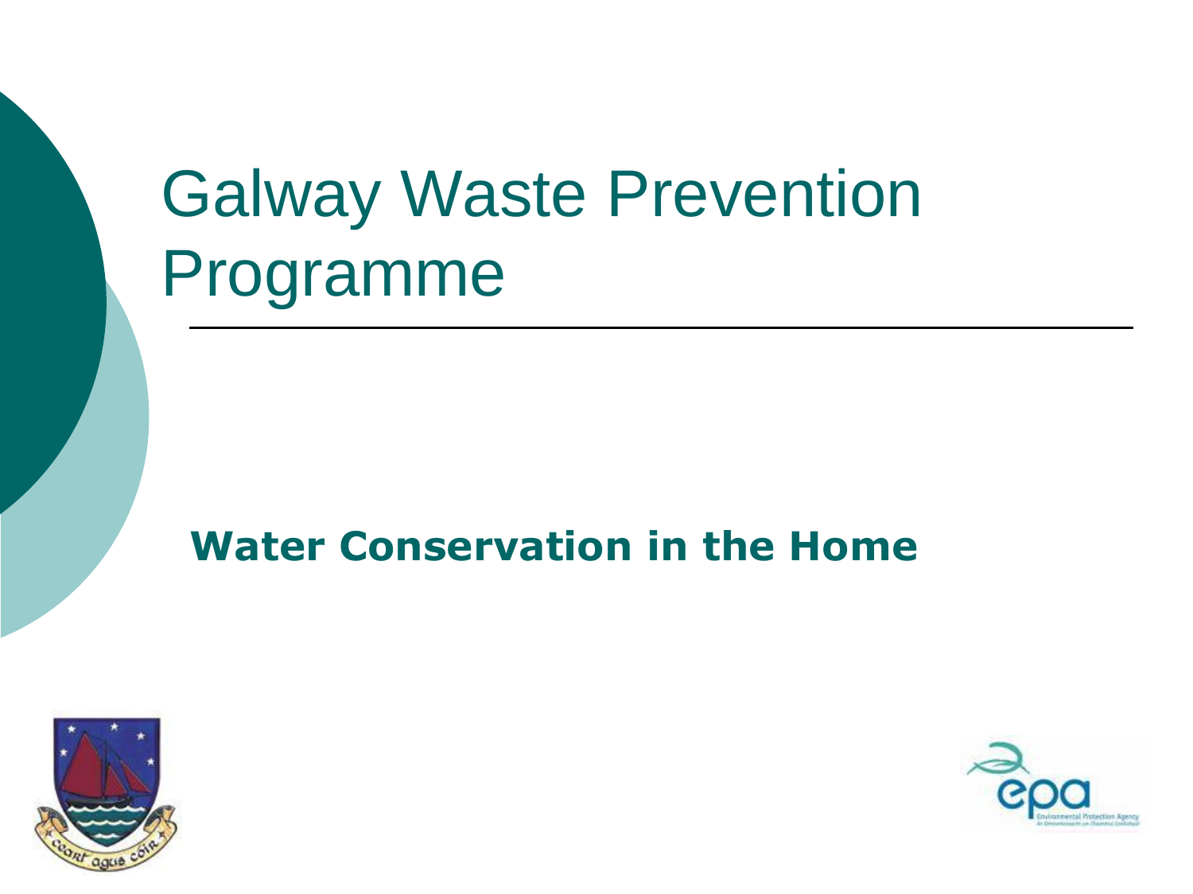# Galway Waste Prevention Programme

**Water Conservation in the Home**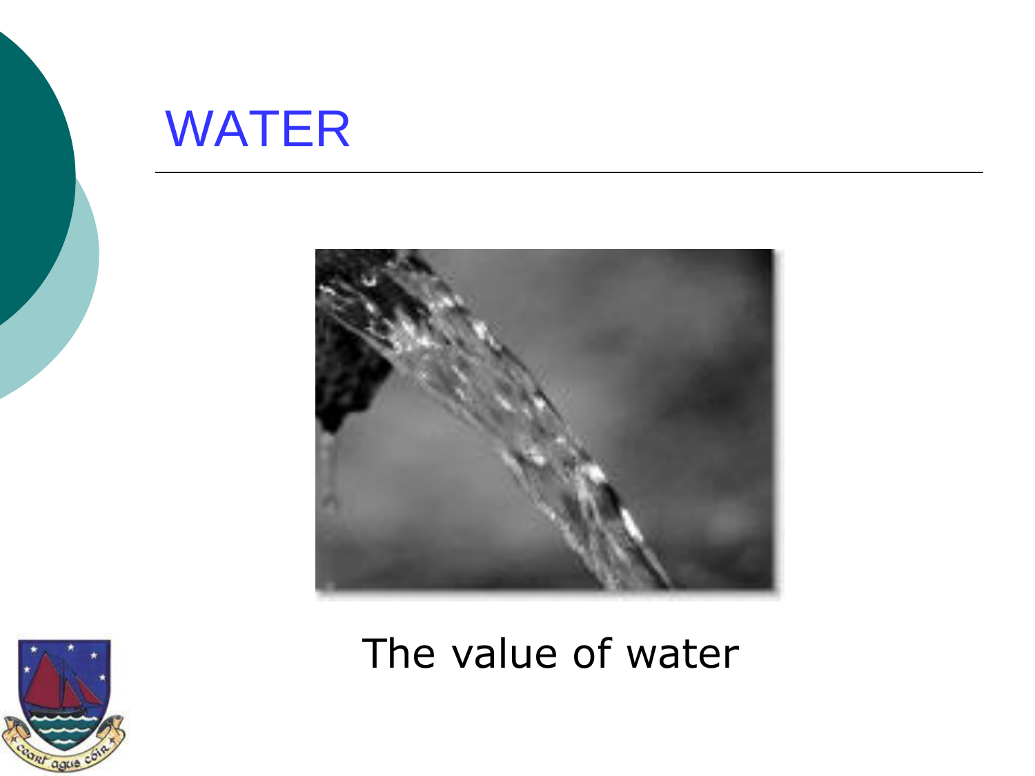# WATER

The value of water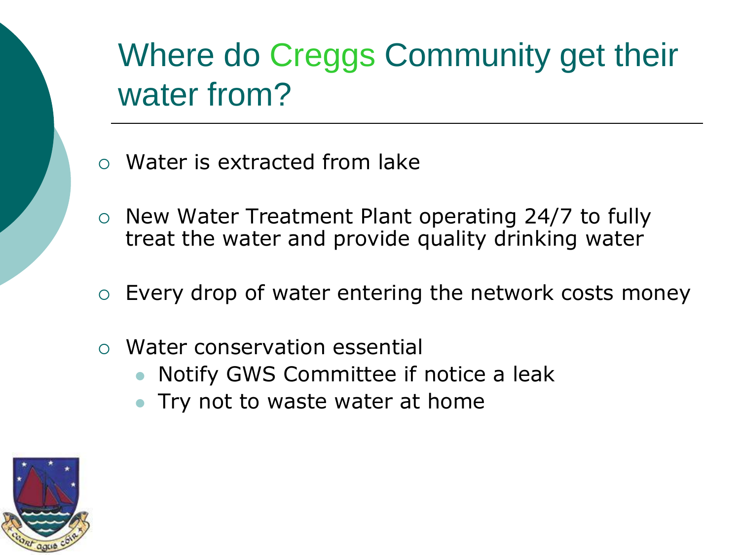# Where do Creggs Community get their water from?

- Water is extracted from lake
- New Water Treatment Plant operating 24/7 to fully treat the water and provide quality drinking water
- Every drop of water entering the network costs money
- Water conservation essential
  - Notify GWS Committee if notice a leak
  - Try not to waste water at home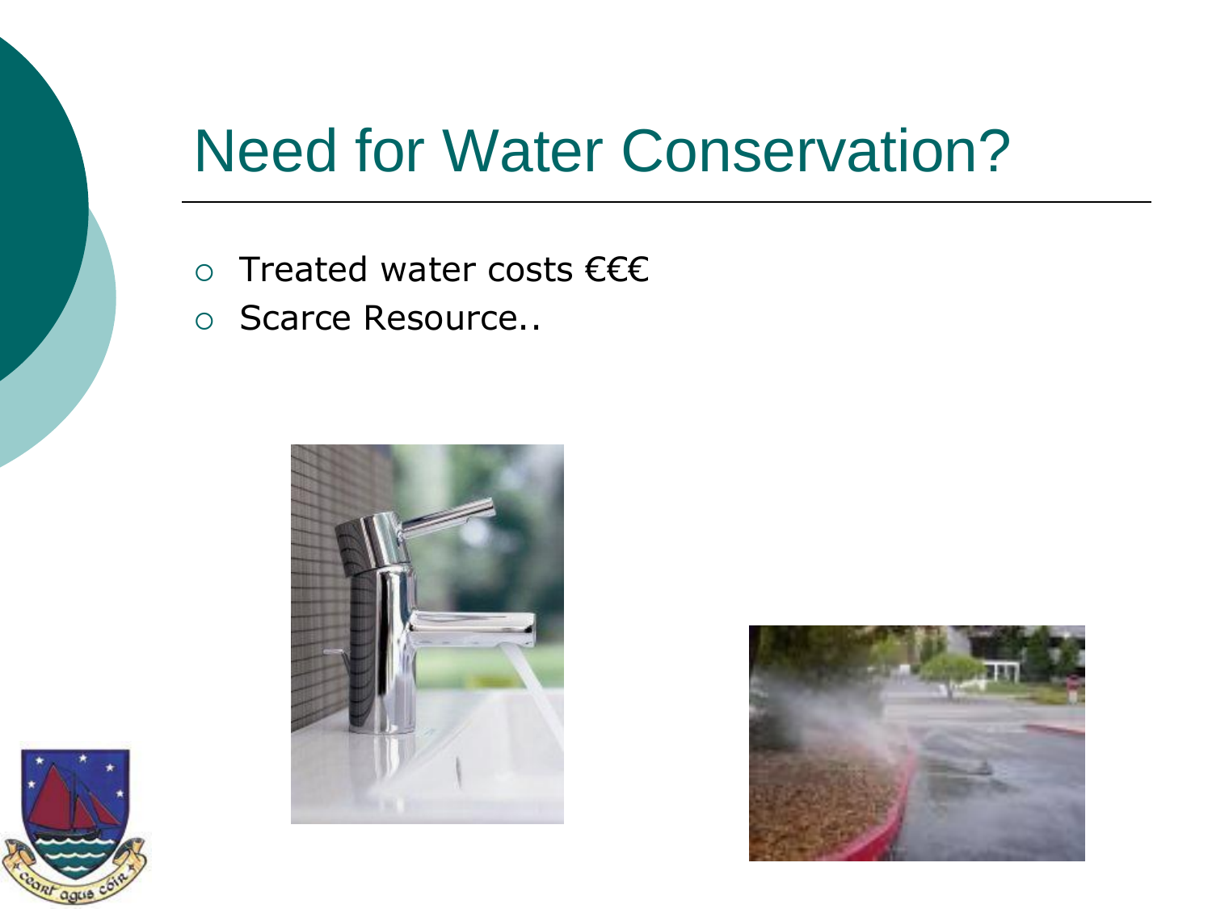# Need for Water Conservation?

- Treated water costs €€€
- Scarce Resource..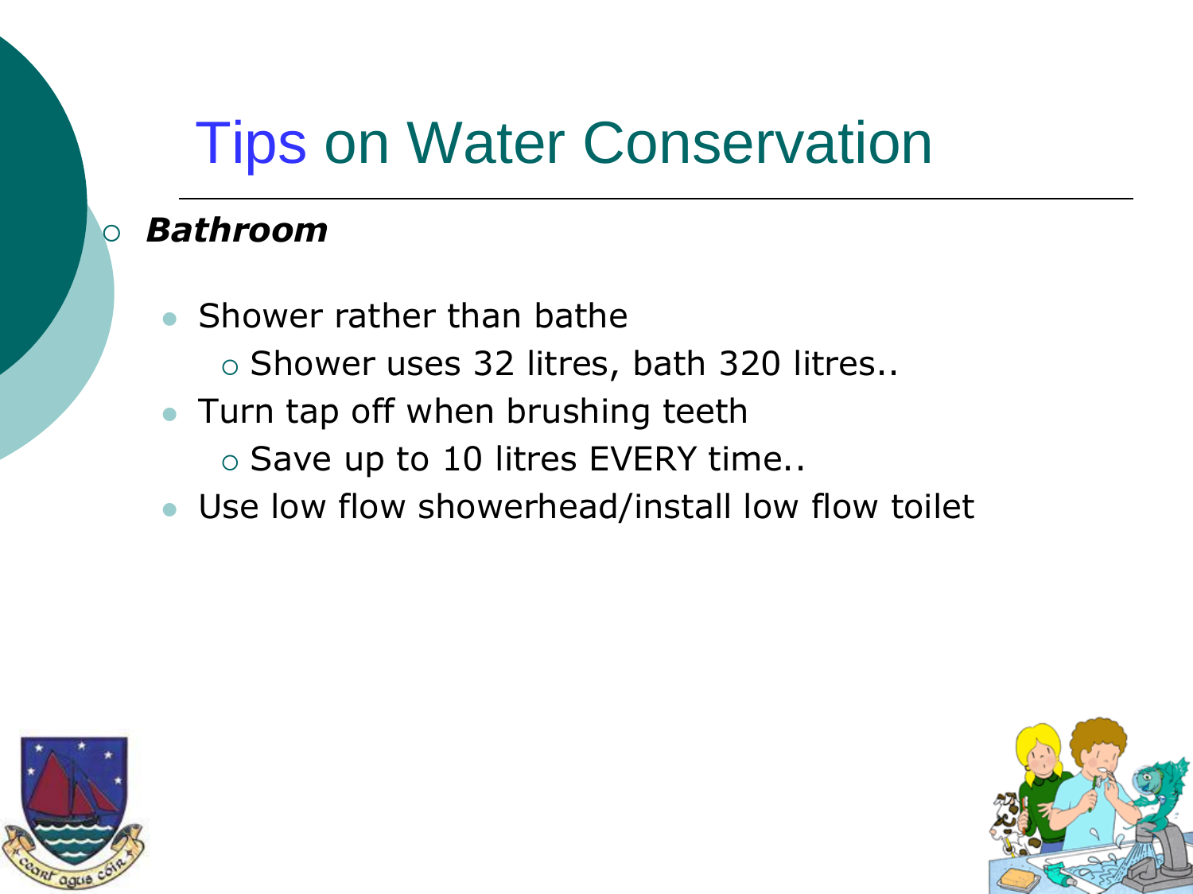# Tips on Water Conservation

- ***Bathroom***
  - Shower rather than bathe
    - Shower uses 32 litres, bath 320 litres..
  - Turn tap off when brushing teeth
    - Save up to 10 litres EVERY time..
  - Use low flow showerhead/install low flow toilet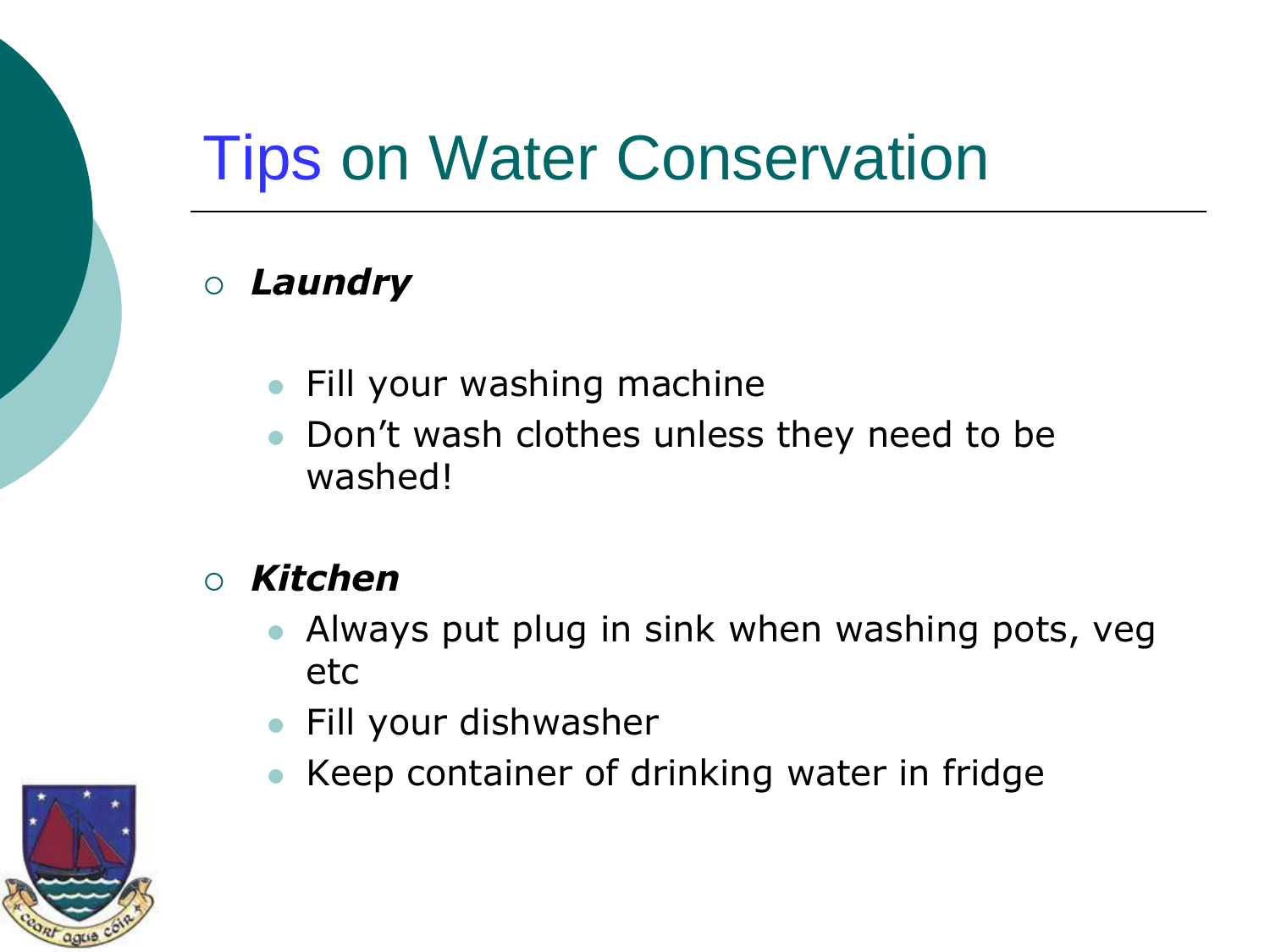# Tips on Water Conservation

- ***Laundry***
  - Fill your washing machine
  - Don't wash clothes unless they need to be washed!
- ***Kitchen***
  - Always put plug in sink when washing pots, veg etc
  - Fill your dishwasher
  - Keep container of drinking water in fridge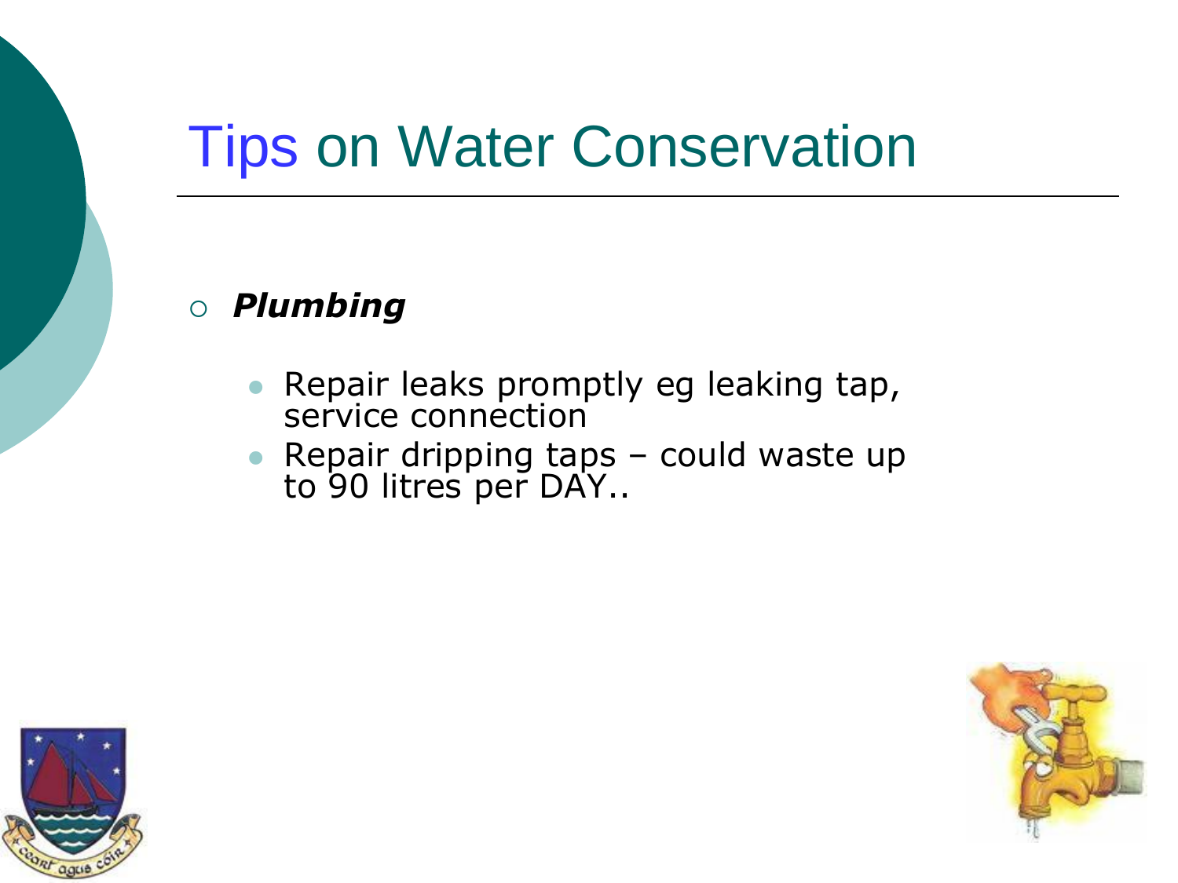# Tips on Water Conservation

- ***Plumbing***
  - Repair leaks promptly eg leaking tap, service connection
  - Repair dripping taps – could waste up to 90 litres per DAY..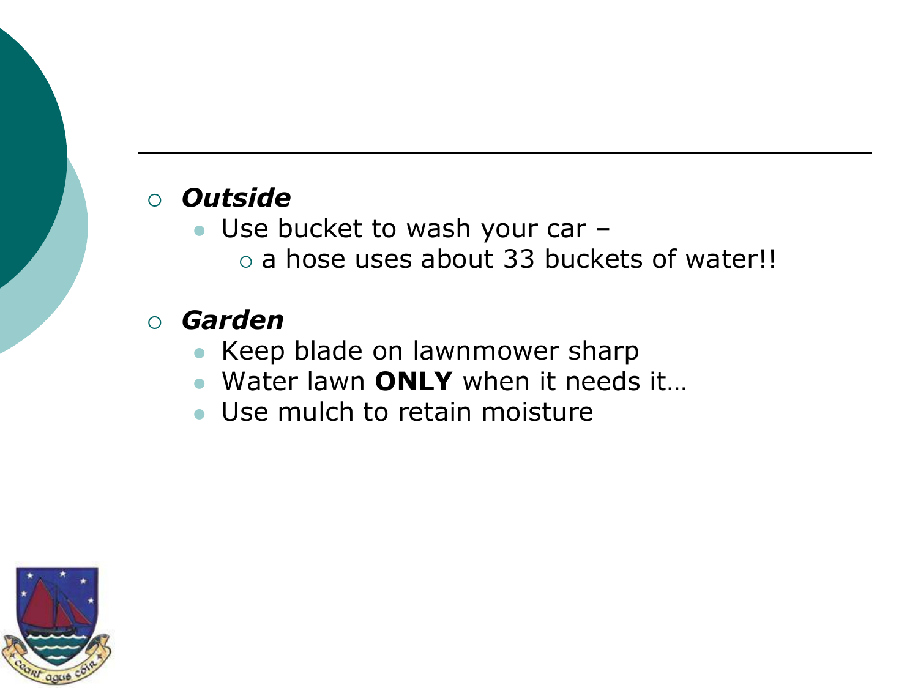- ***Outside***
  - Use bucket to wash your car –
    - a hose uses about 33 buckets of water!!
- ***Garden***
  - Keep blade on lawnmower sharp
  - Water lawn **ONLY** when it needs it…
  - Use mulch to retain moisture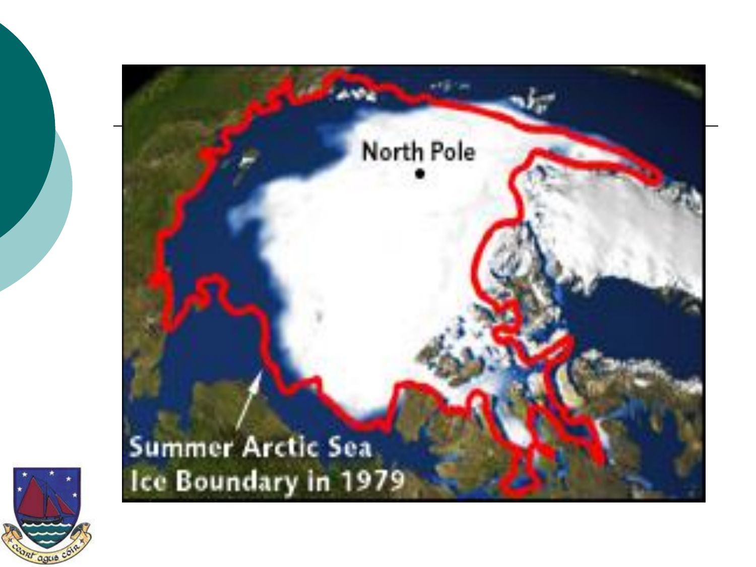North Pole

Summer Arctic Sea Ice Boundary in 1979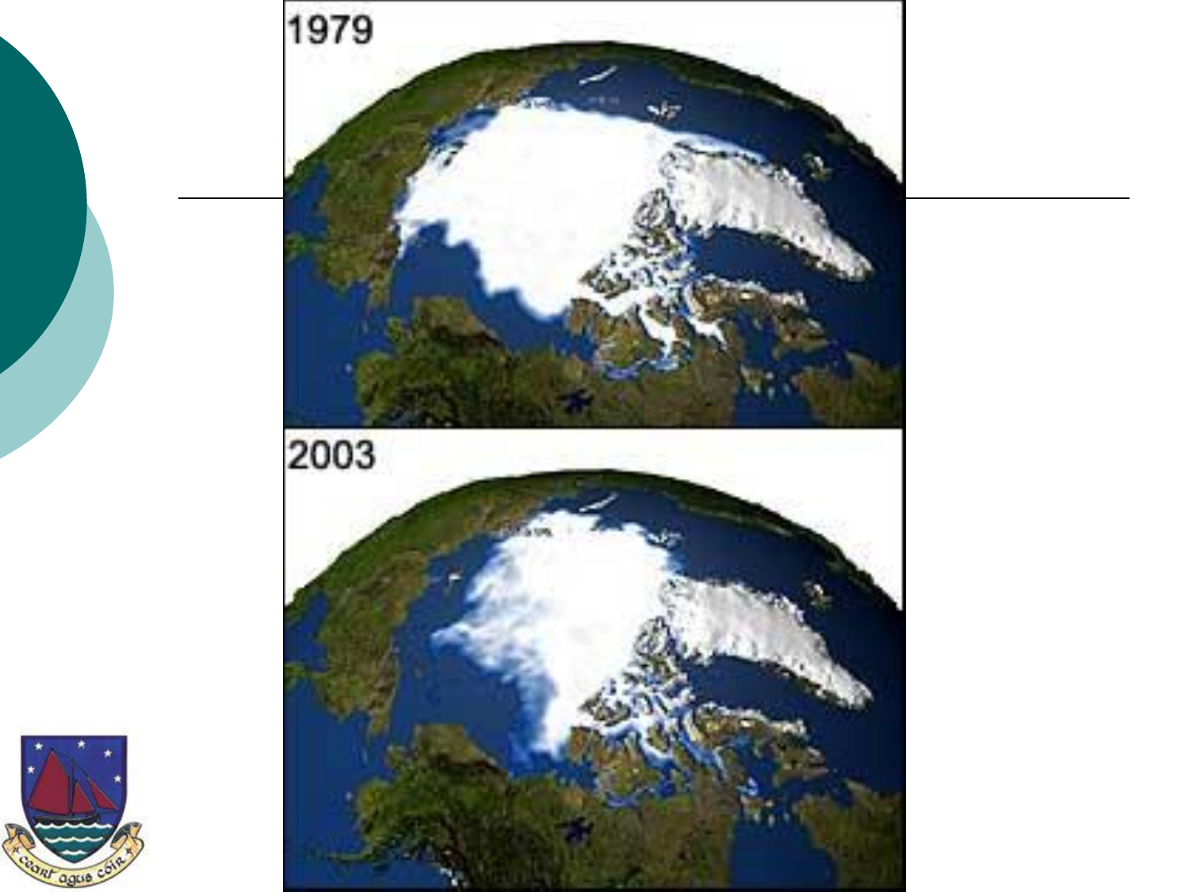1979

2003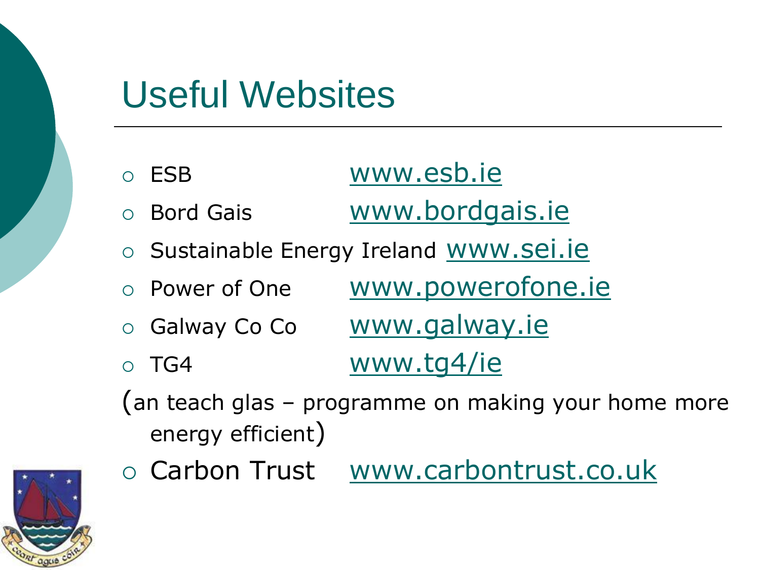# Useful Websites

- ESB www.esb.ie
- Bord Gais www.bordgais.ie
- Sustainable Energy Ireland www.sei.ie
- Power of One www.powerofone.ie
- Galway Co Co www.galway.ie
- TG4 www.tg4/ie

(an teach glas – programme on making your home more energy efficient)

- Carbon Trust www.carbontrust.co.uk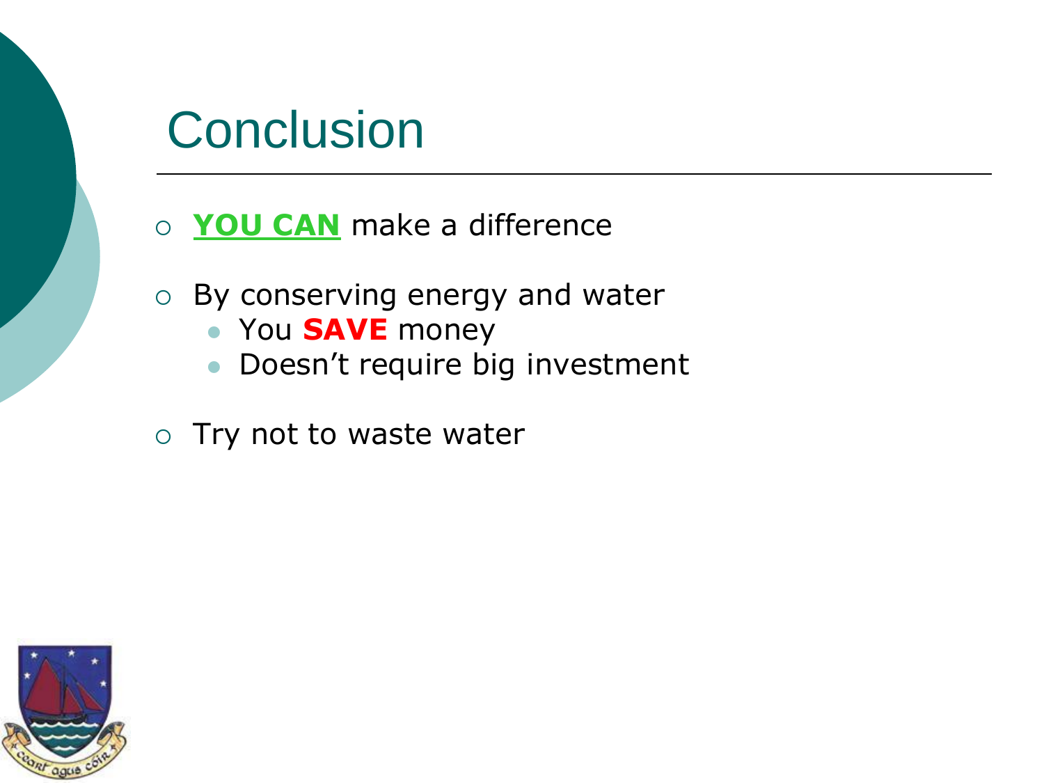# Conclusion

- **YOU CAN** make a difference
- By conserving energy and water
  - You **SAVE** money
  - Doesn't require big investment
- Try not to waste water